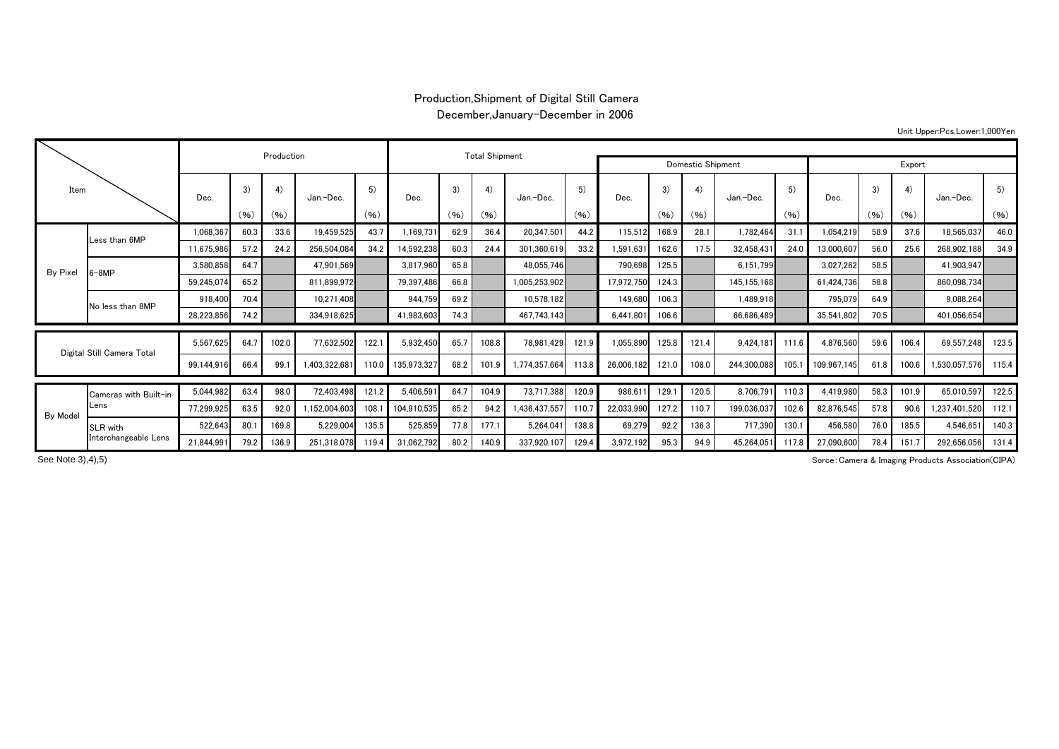# Production,Shipment of Digital Still Camera

## December,January-December in 2006

Unit Upper:Pcs,Lower:1,000Yen

| Item | | Production | | | | | Total Shipment | | | | | Domestic Shipment | | | | | Export | | | | |
|---|---|---|---|---|---|---|---|---|---|---|---|---|---|---|---|---|---|---|---|---|---|
| | | Dec. | 3) (%) | 4) (%) | Jan.-Dec. | 5) (%) | Dec. | 3) (%) | 4) (%) | Jan.-Dec. | 5) (%) | Dec. | 3) (%) | 4) (%) | Jan.-Dec. | 5) (%) | Dec. | 3) (%) | 4) (%) | Jan.-Dec. | 5) (%) |
| By Pixel | Less than 6MP | 1,068,367 | 60.3 | 33.6 | 19,459,525 | 43.7 | 1,169,731 | 62.9 | 36.4 | 20,347,501 | 44.2 | 115,512 | 168.9 | 28.1 | 1,782,464 | 31.1 | 1,054,219 | 58.9 | 37.6 | 18,565,037 | 46.0 |
| | | 11,675,986 | 57.2 | 24.2 | 256,504,084 | 34.2 | 14,592,238 | 60.3 | 24.4 | 301,360,619 | 33.2 | 1,591,631 | 162.6 | 17.5 | 32,458,431 | 24.0 | 13,000,607 | 56.0 | 25.6 | 268,902,188 | 34.9 |
| | 6-8MP | 3,580,858 | 64.7 | | 47,901,569 | | 3,817,960 | 65.8 | | 48,055,746 | | 790,698 | 125.5 | | 6,151,799 | | 3,027,262 | 58.5 | | 41,903,947 | |
| | | 59,245,074 | 65.2 | | 811,899,972 | | 79,397,486 | 66.8 | | 1,005,253,902 | | 17,972,750 | 124.3 | | 145,155,168 | | 61,424,736 | 58.8 | | 860,098,734 | |
| | No less than 8MP | 918,400 | 70.4 | | 10,271,408 | | 944,759 | 69.2 | | 10,578,182 | | 149,680 | 106.3 | | 1,489,918 | | 795,079 | 64.9 | | 9,088,264 | |
| | | 28,223,856 | 74.2 | | 334,918,625 | | 41,983,603 | 74.3 | | 467,743,143 | | 6,441,801 | 106.6 | | 66,686,489 | | 35,541,802 | 70.5 | | 401,056,654 | |
| Digital Still Camera Total | | 5,567,625 | 64.7 | 102.0 | 77,632,502 | 122.1 | 5,932,450 | 65.7 | 108.8 | 78,981,429 | 121.9 | 1,055,890 | 125.8 | 121.4 | 9,424,181 | 111.6 | 4,876,560 | 59.6 | 106.4 | 69,557,248 | 123.5 |
| | | 99,144,916 | 66.4 | 99.1 | 1,403,322,681 | 110.0 | 135,973,327 | 68.2 | 101.9 | 1,774,357,664 | 113.8 | 26,006,182 | 121.0 | 108.0 | 244,300,088 | 105.1 | 109,967,145 | 61.8 | 100.6 | 1,530,057,576 | 115.4 |
| By Model | Cameras with Built-in Lens | 5,044,982 | 63.4 | 98.0 | 72,403,498 | 121.2 | 5,406,591 | 64.7 | 104.9 | 73,717,388 | 120.9 | 986,611 | 129.1 | 120.5 | 8,706,791 | 110.3 | 4,419,980 | 58.3 | 101.9 | 65,010,597 | 122.5 |
| | | 77,299,925 | 63.5 | 92.0 | 1,152,004,603 | 108.1 | 104,910,535 | 65.2 | 94.2 | 1,436,437,557 | 110.7 | 22,033,990 | 127.2 | 110.7 | 199,036,037 | 102.6 | 82,876,545 | 57.8 | 90.6 | 1,237,401,520 | 112.1 |
| | SLR with Interchangeable Lens | 522,643 | 80.1 | 169.8 | 5,229,004 | 135.5 | 525,859 | 77.8 | 177.1 | 5,264,041 | 138.8 | 69,279 | 92.2 | 136.3 | 717,390 | 130.1 | 456,580 | 76.0 | 185.5 | 4,546,651 | 140.3 |
| | | 21,844,991 | 79.2 | 136.9 | 251,318,078 | 119.4 | 31,062,792 | 80.2 | 140.9 | 337,920,107 | 129.4 | 3,972,192 | 95.3 | 94.9 | 45,264,051 | 117.8 | 27,090,600 | 78.4 | 151.7 | 292,656,056 | 131.4 |

See Note 3),4),5)

Sorce:Camera & Imaging Products Association(CIPA)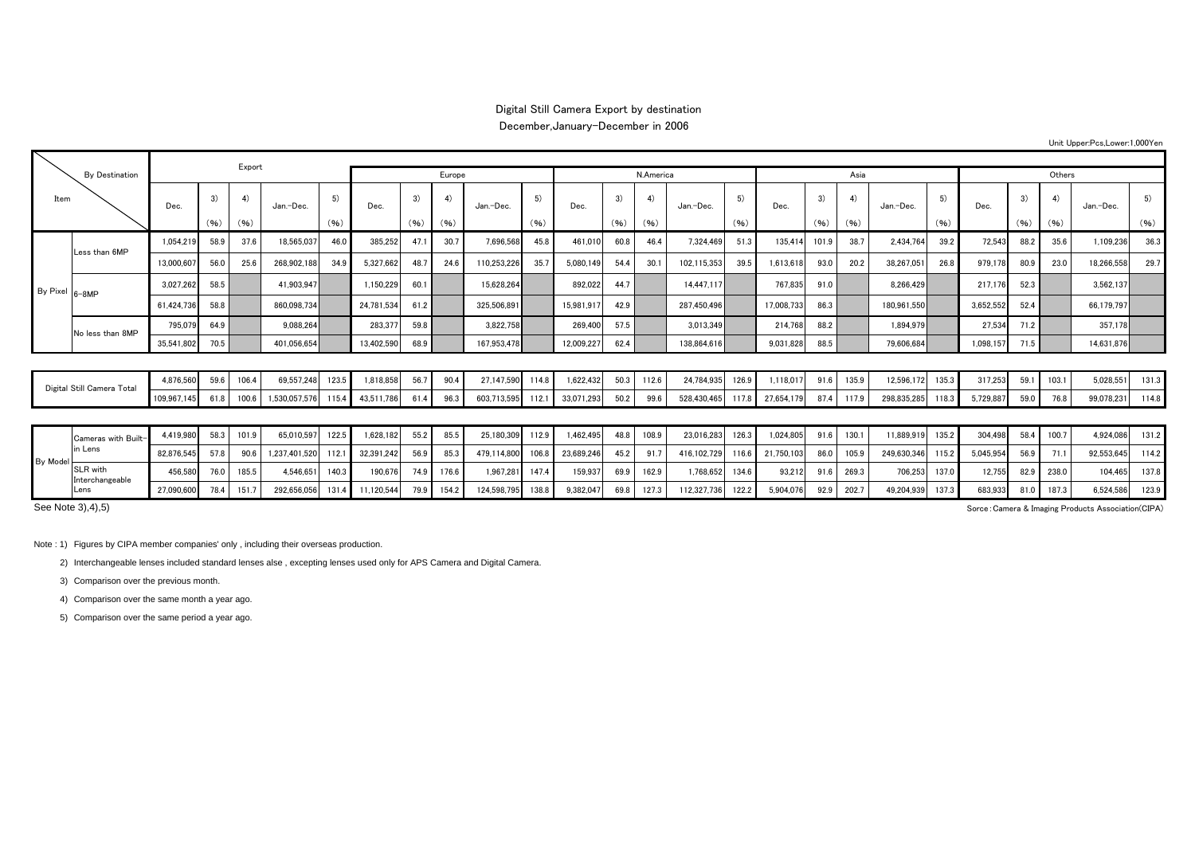# Digital Still Camera Export by destination

December,January-December in 2006

Unit Upper:Pcs,Lower:1,000Yen

| By Destination / Item | | Export | | | | | Europe | | | | | N.America | | | | | Asia | | | | | Others | | | | |
|---|---|---|---|---|---|---|---|---|---|---|---|---|---|---|---|---|---|---|---|---|---|---|---|---|---|---|
| | | Dec. | 3) (%) | 4) (%) | Jan.-Dec. | 5) (%) | Dec. | 3) (%) | 4) (%) | Jan.-Dec. | 5) (%) | Dec. | 3) (%) | 4) (%) | Jan.-Dec. | 5) (%) | Dec. | 3) (%) | 4) (%) | Jan.-Dec. | 5) (%) | Dec. | 3) (%) | 4) (%) | Jan.-Dec. | 5) (%) |
| By Pixel | Less than 6MP | 1,054,219 | 58.9 | 37.6 | 18,565,037 | 46.0 | 385,252 | 47.1 | 30.7 | 7,696,568 | 45.8 | 461,010 | 60.8 | 46.4 | 7,324,469 | 51.3 | 135,414 | 101.9 | 38.7 | 2,434,764 | 39.2 | 72,543 | 88.2 | 35.6 | 1,109,236 | 36.3 |
| | | 13,000,607 | 56.0 | 25.6 | 268,902,188 | 34.9 | 5,327,662 | 48.7 | 24.6 | 110,253,226 | 35.7 | 5,080,149 | 54.4 | 30.1 | 102,115,353 | 39.5 | 1,613,618 | 93.0 | 20.2 | 38,267,051 | 26.8 | 979,178 | 80.9 | 23.0 | 18,266,558 | 29.7 |
| | 6-8MP | 3,027,262 | 58.5 | | 41,903,947 | | 1,150,229 | 60.1 | | 15,628,264 | | 892,022 | 44.7 | | 14,447,117 | | 767,835 | 91.0 | | 8,266,429 | | 217,176 | 52.3 | | 3,562,137 | |
| | | 61,424,736 | 58.8 | | 860,098,734 | | 24,781,534 | 61.2 | | 325,506,891 | | 15,981,917 | 42.9 | | 287,450,496 | | 17,008,733 | 86.3 | | 180,961,550 | | 3,652,552 | 52.4 | | 66,179,797 | |
| | No less than 8MP | 795,079 | 64.9 | | 9,088,264 | | 283,377 | 59.8 | | 3,822,758 | | 269,400 | 57.5 | | 3,013,349 | | 214,768 | 88.2 | | 1,894,979 | | 27,534 | 71.2 | | 357,178 | |
| | | 35,541,802 | 70.5 | | 401,056,654 | | 13,402,590 | 68.9 | | 167,953,478 | | 12,009,227 | 62.4 | | 138,864,616 | | 9,031,828 | 88.5 | | 79,606,684 | | 1,098,157 | 71.5 | | 14,631,876 | |
| Digital Still Camera Total | | 4,876,560 | 59.6 | 106.4 | 69,557,248 | 123.5 | 1,818,858 | 56.7 | 90.4 | 27,147,590 | 114.8 | 1,622,432 | 50.3 | 112.6 | 24,784,935 | 126.9 | 1,118,017 | 91.6 | 135.9 | 12,596,172 | 135.3 | 317,253 | 59.1 | 103.1 | 5,028,551 | 131.3 |
| | | 109,967,145 | 61.8 | 100.6 | 1,530,057,576 | 115.4 | 43,511,786 | 61.4 | 96.3 | 603,713,595 | 112.1 | 33,071,293 | 50.2 | 99.6 | 528,430,465 | 117.8 | 27,654,179 | 87.4 | 117.9 | 298,835,285 | 118.3 | 5,729,887 | 59.0 | 76.8 | 99,078,231 | 114.8 |
| By Model | Cameras with Built-in Lens | 4,419,980 | 58.3 | 101.9 | 65,010,597 | 122.5 | 1,628,182 | 55.2 | 85.5 | 25,180,309 | 112.9 | 1,462,495 | 48.8 | 108.9 | 23,016,283 | 126.3 | 1,024,805 | 91.6 | 130.1 | 11,889,919 | 135.2 | 304,498 | 58.4 | 100.7 | 4,924,086 | 131.2 |
| | | 82,876,545 | 57.8 | 90.6 | 1,237,401,520 | 112.1 | 32,391,242 | 56.9 | 85.3 | 479,114,800 | 106.8 | 23,689,246 | 45.2 | 91.7 | 416,102,729 | 116.6 | 21,750,103 | 86.0 | 105.9 | 249,630,346 | 115.2 | 5,045,954 | 56.9 | 71.1 | 92,553,645 | 114.2 |
| | SLR with Interchangeable Lens | 456,580 | 76.0 | 185.5 | 4,546,651 | 140.3 | 190,676 | 74.9 | 176.6 | 1,967,281 | 147.4 | 159,937 | 69.9 | 162.9 | 1,768,652 | 134.6 | 93,212 | 91.6 | 269.3 | 706,253 | 137.0 | 12,755 | 82.9 | 238.0 | 104,465 | 137.8 |
| | | 27,090,600 | 78.4 | 151.7 | 292,656,056 | 131.4 | 11,120,544 | 79.9 | 154.2 | 124,598,795 | 138.8 | 9,382,047 | 69.8 | 127.3 | 112,327,736 | 122.2 | 5,904,076 | 92.9 | 202.7 | 49,204,939 | 137.3 | 683,933 | 81.0 | 187.3 | 6,524,586 | 123.9 |

See Note 3),4),5)

Sorce:Camera & Imaging Products Association(CIPA)

Note : 1) Figures by CIPA member companies' only , including their overseas production.

2) Interchangeable lenses included standard lenses alse , excepting lenses used only for APS Camera and Digital Camera.

3) Comparison over the previous month.

4) Comparison over the same month a year ago.

5) Comparison over the same period a year ago.